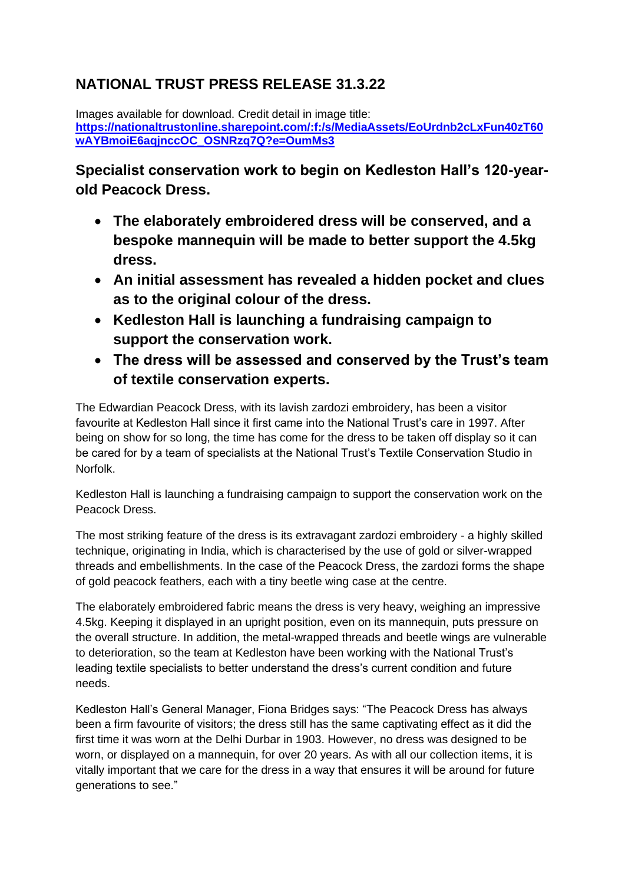# NATIONAL TRUST PRESS RELEASE 31.3.22

Images available for download. Credit detail in image title:
**https://nationaltrustonline.sharepoint.com/:f:/s/MediaAssets/EoUrdnb2cLxFun40zT60wAYBmoiE6aqjnccOC_OSNRzq7Q?e=OumMs3**

## Specialist conservation work to begin on Kedleston Hall's 120-year-old Peacock Dress.

- **The elaborately embroidered dress will be conserved, and a bespoke mannequin will be made to better support the 4.5kg dress.**
- **An initial assessment has revealed a hidden pocket and clues as to the original colour of the dress.**
- **Kedleston Hall is launching a fundraising campaign to support the conservation work.**
- **The dress will be assessed and conserved by the Trust's team of textile conservation experts.**

The Edwardian Peacock Dress, with its lavish zardozi embroidery, has been a visitor favourite at Kedleston Hall since it first came into the National Trust's care in 1997. After being on show for so long, the time has come for the dress to be taken off display so it can be cared for by a team of specialists at the National Trust's Textile Conservation Studio in Norfolk.

Kedleston Hall is launching a fundraising campaign to support the conservation work on the Peacock Dress.

The most striking feature of the dress is its extravagant zardozi embroidery - a highly skilled technique, originating in India, which is characterised by the use of gold or silver-wrapped threads and embellishments. In the case of the Peacock Dress, the zardozi forms the shape of gold peacock feathers, each with a tiny beetle wing case at the centre.

The elaborately embroidered fabric means the dress is very heavy, weighing an impressive 4.5kg. Keeping it displayed in an upright position, even on its mannequin, puts pressure on the overall structure. In addition, the metal-wrapped threads and beetle wings are vulnerable to deterioration, so the team at Kedleston have been working with the National Trust's leading textile specialists to better understand the dress's current condition and future needs.

Kedleston Hall's General Manager, Fiona Bridges says: "The Peacock Dress has always been a firm favourite of visitors; the dress still has the same captivating effect as it did the first time it was worn at the Delhi Durbar in 1903. However, no dress was designed to be worn, or displayed on a mannequin, for over 20 years. As with all our collection items, it is vitally important that we care for the dress in a way that ensures it will be around for future generations to see."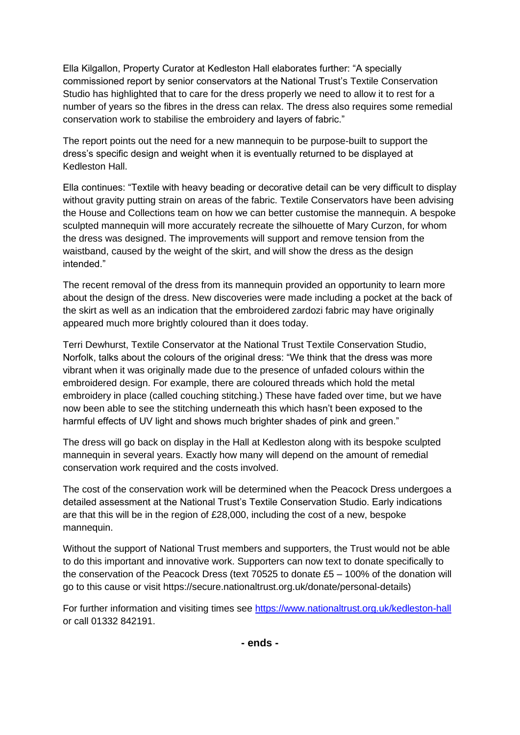Ella Kilgallon, Property Curator at Kedleston Hall elaborates further: "A specially commissioned report by senior conservators at the National Trust's Textile Conservation Studio has highlighted that to care for the dress properly we need to allow it to rest for a number of years so the fibres in the dress can relax. The dress also requires some remedial conservation work to stabilise the embroidery and layers of fabric."

The report points out the need for a new mannequin to be purpose-built to support the dress's specific design and weight when it is eventually returned to be displayed at Kedleston Hall.

Ella continues: "Textile with heavy beading or decorative detail can be very difficult to display without gravity putting strain on areas of the fabric. Textile Conservators have been advising the House and Collections team on how we can better customise the mannequin. A bespoke sculpted mannequin will more accurately recreate the silhouette of Mary Curzon, for whom the dress was designed. The improvements will support and remove tension from the waistband, caused by the weight of the skirt, and will show the dress as the design intended."

The recent removal of the dress from its mannequin provided an opportunity to learn more about the design of the dress. New discoveries were made including a pocket at the back of the skirt as well as an indication that the embroidered zardozi fabric may have originally appeared much more brightly coloured than it does today.

Terri Dewhurst, Textile Conservator at the National Trust Textile Conservation Studio, Norfolk, talks about the colours of the original dress: "We think that the dress was more vibrant when it was originally made due to the presence of unfaded colours within the embroidered design. For example, there are coloured threads which hold the metal embroidery in place (called couching stitching.) These have faded over time, but we have now been able to see the stitching underneath this which hasn't been exposed to the harmful effects of UV light and shows much brighter shades of pink and green."

The dress will go back on display in the Hall at Kedleston along with its bespoke sculpted mannequin in several years. Exactly how many will depend on the amount of remedial conservation work required and the costs involved.

The cost of the conservation work will be determined when the Peacock Dress undergoes a detailed assessment at the National Trust's Textile Conservation Studio. Early indications are that this will be in the region of £28,000, including the cost of a new, bespoke mannequin.

Without the support of National Trust members and supporters, the Trust would not be able to do this important and innovative work. Supporters can now text to donate specifically to the conservation of the Peacock Dress (text 70525 to donate £5 – 100% of the donation will go to this cause or visit https://secure.nationaltrust.org.uk/donate/personal-details)

For further information and visiting times see [https://www.nationaltrust.org.uk/kedleston-hall](https://www.nationaltrust.org.uk/kedleston-hall) or call 01332 842191.

**- ends -**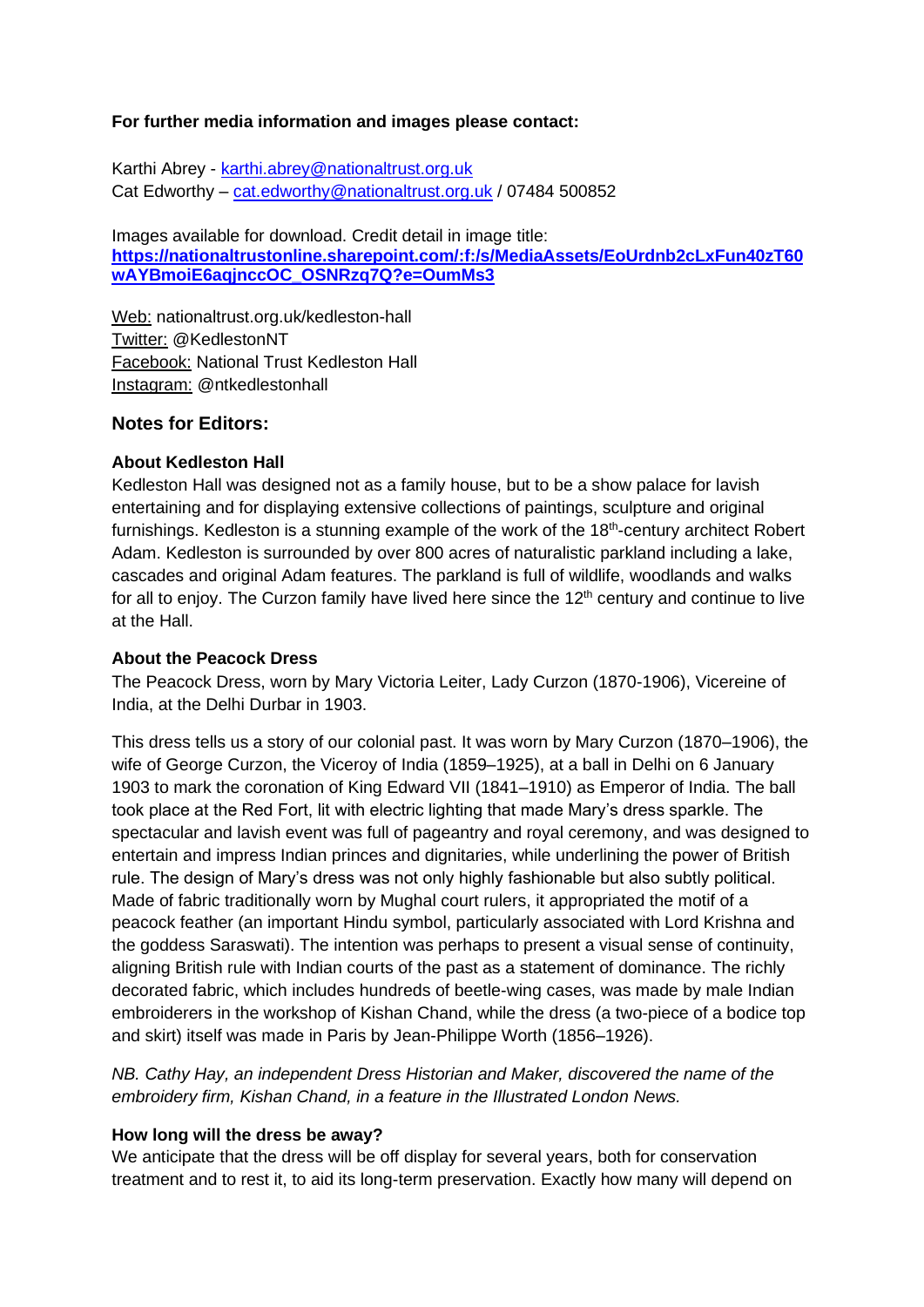**For further media information and images please contact:**

Karthi Abrey - [karthi.abrey@nationaltrust.org.uk](mailto:karthi.abrey@nationaltrust.org.uk)
Cat Edworthy – [cat.edworthy@nationaltrust.org.uk](mailto:cat.edworthy@nationaltrust.org.uk) / 07484 500852

Images available for download. Credit detail in image title:
**[https://nationaltrustonline.sharepoint.com/:f:/s/MediaAssets/EoUrdnb2cLxFun40zT60wAYBmoiE6aqjnccOC_OSNRzq7Q?e=OumMs3](https://nationaltrustonline.sharepoint.com/:f:/s/MediaAssets/EoUrdnb2cLxFun40zT60wAYBmoiE6aqjnccOC_OSNRzq7Q?e=OumMs3)**

Web: nationaltrust.org.uk/kedleston-hall
Twitter: @KedlestonNT
Facebook: National Trust Kedleston Hall
Instagram: @ntkedlestonhall

## Notes for Editors:

**About Kedleston Hall**

Kedleston Hall was designed not as a family house, but to be a show palace for lavish entertaining and for displaying extensive collections of paintings, sculpture and original furnishings. Kedleston is a stunning example of the work of the 18th-century architect Robert Adam. Kedleston is surrounded by over 800 acres of naturalistic parkland including a lake, cascades and original Adam features. The parkland is full of wildlife, woodlands and walks for all to enjoy. The Curzon family have lived here since the 12th century and continue to live at the Hall.

**About the Peacock Dress**

The Peacock Dress, worn by Mary Victoria Leiter, Lady Curzon (1870-1906), Vicereine of India, at the Delhi Durbar in 1903.

This dress tells us a story of our colonial past. It was worn by Mary Curzon (1870–1906), the wife of George Curzon, the Viceroy of India (1859–1925), at a ball in Delhi on 6 January 1903 to mark the coronation of King Edward VII (1841–1910) as Emperor of India. The ball took place at the Red Fort, lit with electric lighting that made Mary's dress sparkle. The spectacular and lavish event was full of pageantry and royal ceremony, and was designed to entertain and impress Indian princes and dignitaries, while underlining the power of British rule. The design of Mary's dress was not only highly fashionable but also subtly political. Made of fabric traditionally worn by Mughal court rulers, it appropriated the motif of a peacock feather (an important Hindu symbol, particularly associated with Lord Krishna and the goddess Saraswati). The intention was perhaps to present a visual sense of continuity, aligning British rule with Indian courts of the past as a statement of dominance. The richly decorated fabric, which includes hundreds of beetle-wing cases, was made by male Indian embroiderers in the workshop of Kishan Chand, while the dress (a two-piece of a bodice top and skirt) itself was made in Paris by Jean-Philippe Worth (1856–1926).

*NB. Cathy Hay, an independent Dress Historian and Maker, discovered the name of the embroidery firm, Kishan Chand, in a feature in the Illustrated London News.*

**How long will the dress be away?**

We anticipate that the dress will be off display for several years, both for conservation treatment and to rest it, to aid its long-term preservation. Exactly how many will depend on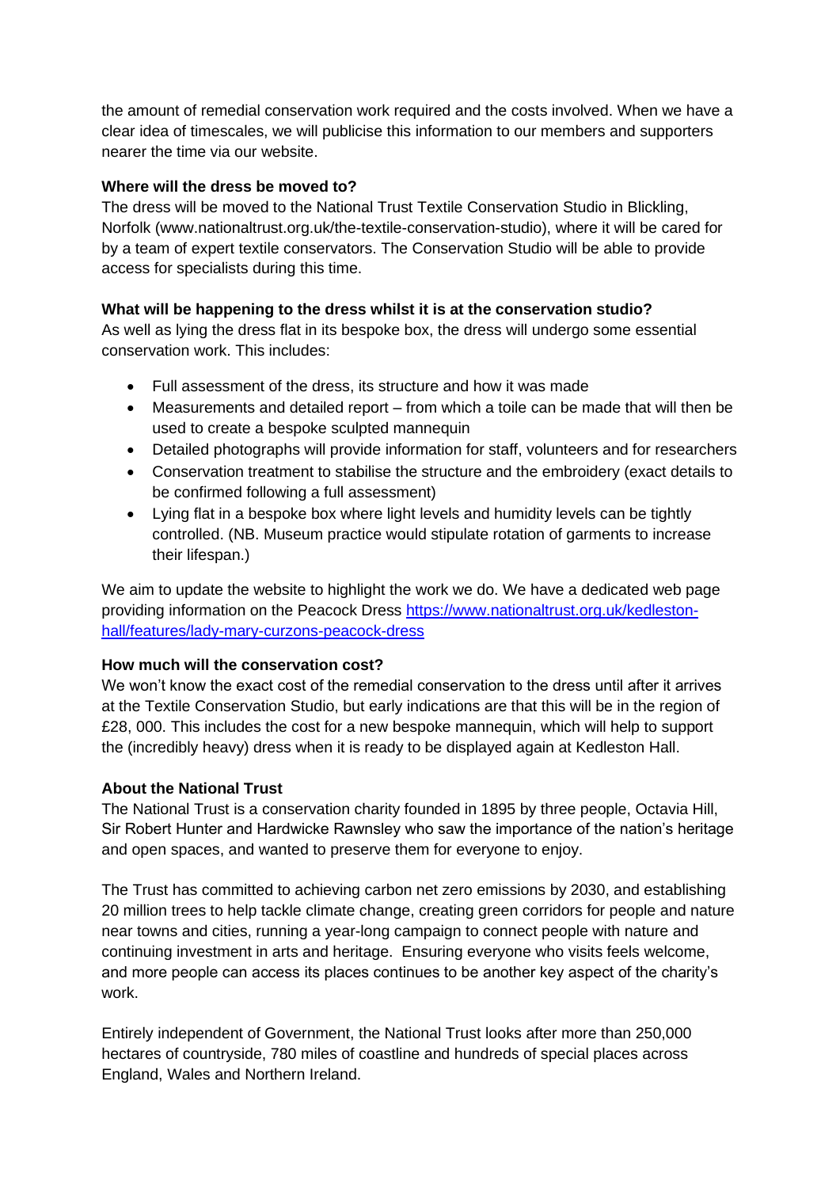the amount of remedial conservation work required and the costs involved. When we have a clear idea of timescales, we will publicise this information to our members and supporters nearer the time via our website.

**Where will the dress be moved to?**
The dress will be moved to the National Trust Textile Conservation Studio in Blickling, Norfolk (www.nationaltrust.org.uk/the-textile-conservation-studio), where it will be cared for by a team of expert textile conservators. The Conservation Studio will be able to provide access for specialists during this time.

**What will be happening to the dress whilst it is at the conservation studio?**
As well as lying the dress flat in its bespoke box, the dress will undergo some essential conservation work. This includes:

- Full assessment of the dress, its structure and how it was made
- Measurements and detailed report – from which a toile can be made that will then be used to create a bespoke sculpted mannequin
- Detailed photographs will provide information for staff, volunteers and for researchers
- Conservation treatment to stabilise the structure and the embroidery (exact details to be confirmed following a full assessment)
- Lying flat in a bespoke box where light levels and humidity levels can be tightly controlled. (NB. Museum practice would stipulate rotation of garments to increase their lifespan.)

We aim to update the website to highlight the work we do. We have a dedicated web page providing information on the Peacock Dress [https://www.nationaltrust.org.uk/kedleston-hall/features/lady-mary-curzons-peacock-dress](https://www.nationaltrust.org.uk/kedleston-hall/features/lady-mary-curzons-peacock-dress)

**How much will the conservation cost?**
We won't know the exact cost of the remedial conservation to the dress until after it arrives at the Textile Conservation Studio, but early indications are that this will be in the region of £28, 000. This includes the cost for a new bespoke mannequin, which will help to support the (incredibly heavy) dress when it is ready to be displayed again at Kedleston Hall.

**About the National Trust**
The National Trust is a conservation charity founded in 1895 by three people, Octavia Hill, Sir Robert Hunter and Hardwicke Rawnsley who saw the importance of the nation's heritage and open spaces, and wanted to preserve them for everyone to enjoy.

The Trust has committed to achieving carbon net zero emissions by 2030, and establishing 20 million trees to help tackle climate change, creating green corridors for people and nature near towns and cities, running a year-long campaign to connect people with nature and continuing investment in arts and heritage. Ensuring everyone who visits feels welcome, and more people can access its places continues to be another key aspect of the charity's work.

Entirely independent of Government, the National Trust looks after more than 250,000 hectares of countryside, 780 miles of coastline and hundreds of special places across England, Wales and Northern Ireland.